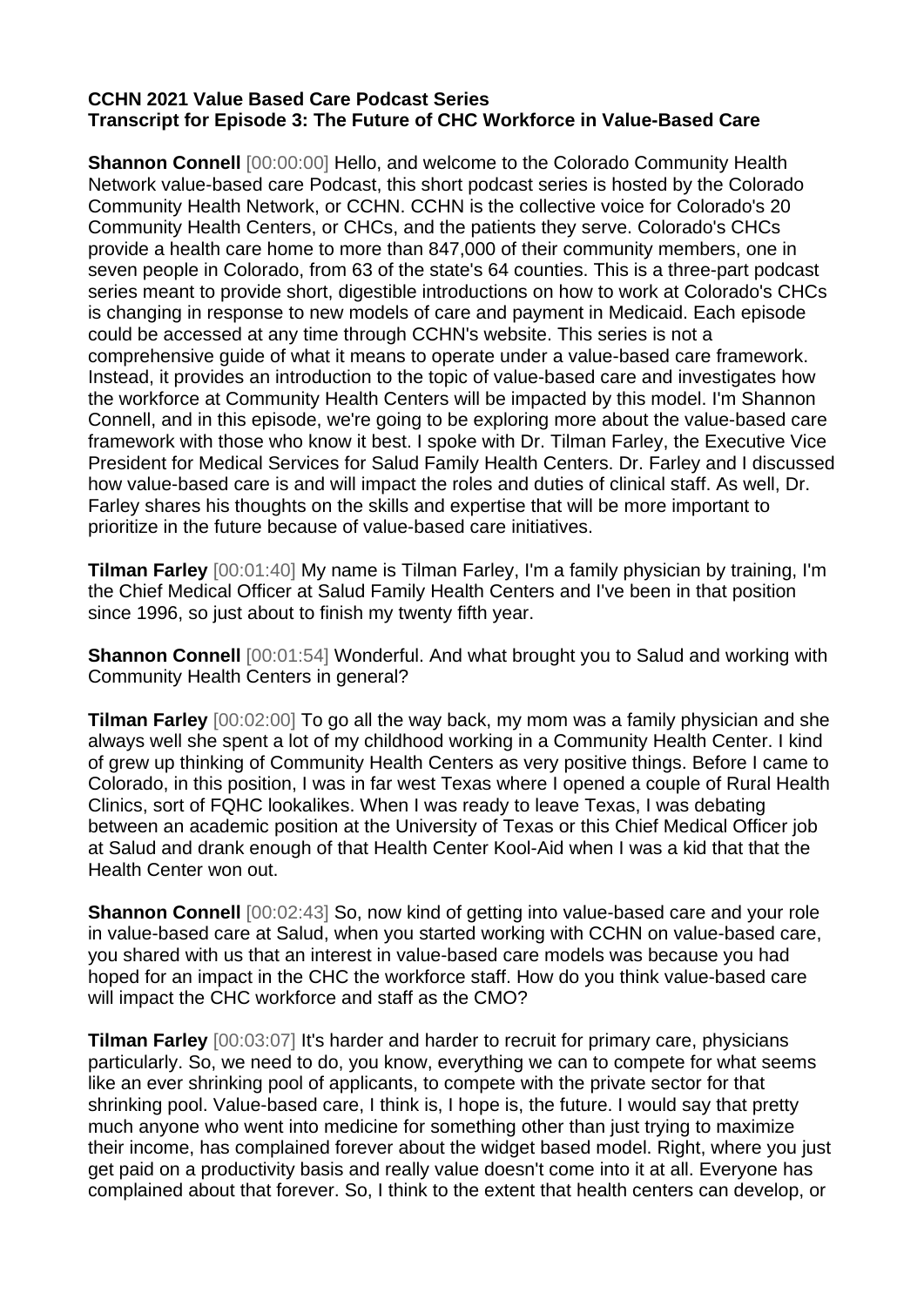**CCHN 2021 Value Based Care Podcast Series**
**Transcript for Episode 3: The Future of CHC Workforce in Value-Based Care**

**Shannon Connell** [00:00:00] Hello, and welcome to the Colorado Community Health Network value-based care Podcast, this short podcast series is hosted by the Colorado Community Health Network, or CCHN. CCHN is the collective voice for Colorado's 20 Community Health Centers, or CHCs, and the patients they serve. Colorado's CHCs provide a health care home to more than 847,000 of their community members, one in seven people in Colorado, from 63 of the state's 64 counties. This is a three-part podcast series meant to provide short, digestible introductions on how to work at Colorado's CHCs is changing in response to new models of care and payment in Medicaid. Each episode could be accessed at any time through CCHN's website. This series is not a comprehensive guide of what it means to operate under a value-based care framework. Instead, it provides an introduction to the topic of value-based care and investigates how the workforce at Community Health Centers will be impacted by this model. I'm Shannon Connell, and in this episode, we're going to be exploring more about the value-based care framework with those who know it best. I spoke with Dr. Tilman Farley, the Executive Vice President for Medical Services for Salud Family Health Centers. Dr. Farley and I discussed how value-based care is and will impact the roles and duties of clinical staff. As well, Dr. Farley shares his thoughts on the skills and expertise that will be more important to prioritize in the future because of value-based care initiatives.

**Tilman Farley** [00:01:40] My name is Tilman Farley, I'm a family physician by training, I'm the Chief Medical Officer at Salud Family Health Centers and I've been in that position since 1996, so just about to finish my twenty fifth year.

**Shannon Connell** [00:01:54] Wonderful. And what brought you to Salud and working with Community Health Centers in general?

**Tilman Farley** [00:02:00] To go all the way back, my mom was a family physician and she always well she spent a lot of my childhood working in a Community Health Center. I kind of grew up thinking of Community Health Centers as very positive things. Before I came to Colorado, in this position, I was in far west Texas where I opened a couple of Rural Health Clinics, sort of FQHC lookalikes. When I was ready to leave Texas, I was debating between an academic position at the University of Texas or this Chief Medical Officer job at Salud and drank enough of that Health Center Kool-Aid when I was a kid that that the Health Center won out.

**Shannon Connell** [00:02:43] So, now kind of getting into value-based care and your role in value-based care at Salud, when you started working with CCHN on value-based care, you shared with us that an interest in value-based care models was because you had hoped for an impact in the CHC the workforce staff. How do you think value-based care will impact the CHC workforce and staff as the CMO?

**Tilman Farley** [00:03:07] It's harder and harder to recruit for primary care, physicians particularly. So, we need to do, you know, everything we can to compete for what seems like an ever shrinking pool of applicants, to compete with the private sector for that shrinking pool. Value-based care, I think is, I hope is, the future. I would say that pretty much anyone who went into medicine for something other than just trying to maximize their income, has complained forever about the widget based model. Right, where you just get paid on a productivity basis and really value doesn't come into it at all. Everyone has complained about that forever. So, I think to the extent that health centers can develop, or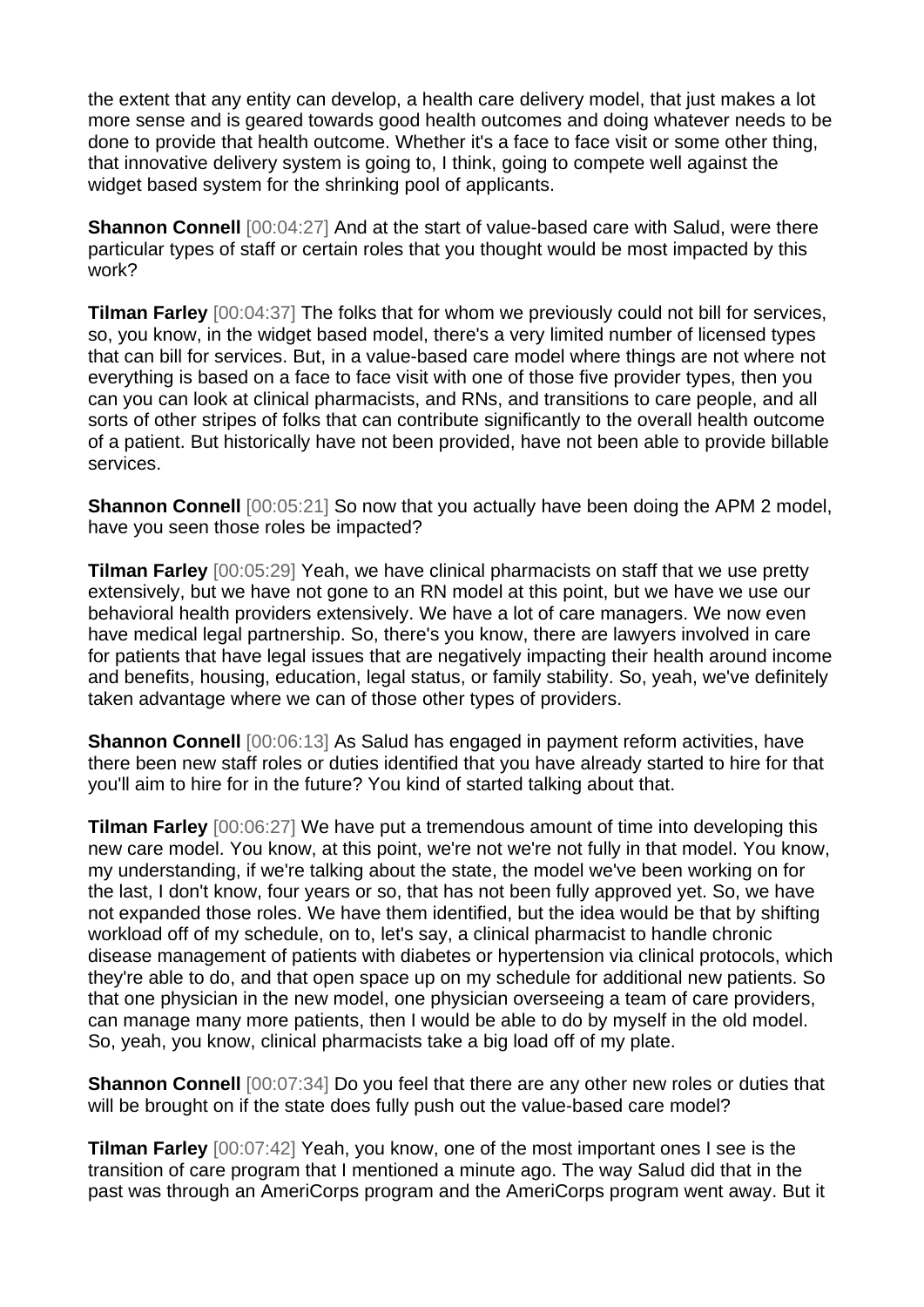the extent that any entity can develop, a health care delivery model, that just makes a lot more sense and is geared towards good health outcomes and doing whatever needs to be done to provide that health outcome. Whether it's a face to face visit or some other thing, that innovative delivery system is going to, I think, going to compete well against the widget based system for the shrinking pool of applicants.

**Shannon Connell** [00:04:27] And at the start of value-based care with Salud, were there particular types of staff or certain roles that you thought would be most impacted by this work?

**Tilman Farley** [00:04:37] The folks that for whom we previously could not bill for services, so, you know, in the widget based model, there's a very limited number of licensed types that can bill for services. But, in a value-based care model where things are not where not everything is based on a face to face visit with one of those five provider types, then you can you can look at clinical pharmacists, and RNs, and transitions to care people, and all sorts of other stripes of folks that can contribute significantly to the overall health outcome of a patient. But historically have not been provided, have not been able to provide billable services.

**Shannon Connell** [00:05:21] So now that you actually have been doing the APM 2 model, have you seen those roles be impacted?

**Tilman Farley** [00:05:29] Yeah, we have clinical pharmacists on staff that we use pretty extensively, but we have not gone to an RN model at this point, but we have we use our behavioral health providers extensively. We have a lot of care managers. We now even have medical legal partnership. So, there's you know, there are lawyers involved in care for patients that have legal issues that are negatively impacting their health around income and benefits, housing, education, legal status, or family stability. So, yeah, we've definitely taken advantage where we can of those other types of providers.

**Shannon Connell** [00:06:13] As Salud has engaged in payment reform activities, have there been new staff roles or duties identified that you have already started to hire for that you'll aim to hire for in the future? You kind of started talking about that.

**Tilman Farley** [00:06:27] We have put a tremendous amount of time into developing this new care model. You know, at this point, we're not we're not fully in that model. You know, my understanding, if we're talking about the state, the model we've been working on for the last, I don't know, four years or so, that has not been fully approved yet. So, we have not expanded those roles. We have them identified, but the idea would be that by shifting workload off of my schedule, on to, let's say, a clinical pharmacist to handle chronic disease management of patients with diabetes or hypertension via clinical protocols, which they're able to do, and that open space up on my schedule for additional new patients. So that one physician in the new model, one physician overseeing a team of care providers, can manage many more patients, then I would be able to do by myself in the old model. So, yeah, you know, clinical pharmacists take a big load off of my plate.

**Shannon Connell** [00:07:34] Do you feel that there are any other new roles or duties that will be brought on if the state does fully push out the value-based care model?

**Tilman Farley** [00:07:42] Yeah, you know, one of the most important ones I see is the transition of care program that I mentioned a minute ago. The way Salud did that in the past was through an AmeriCorps program and the AmeriCorps program went away. But it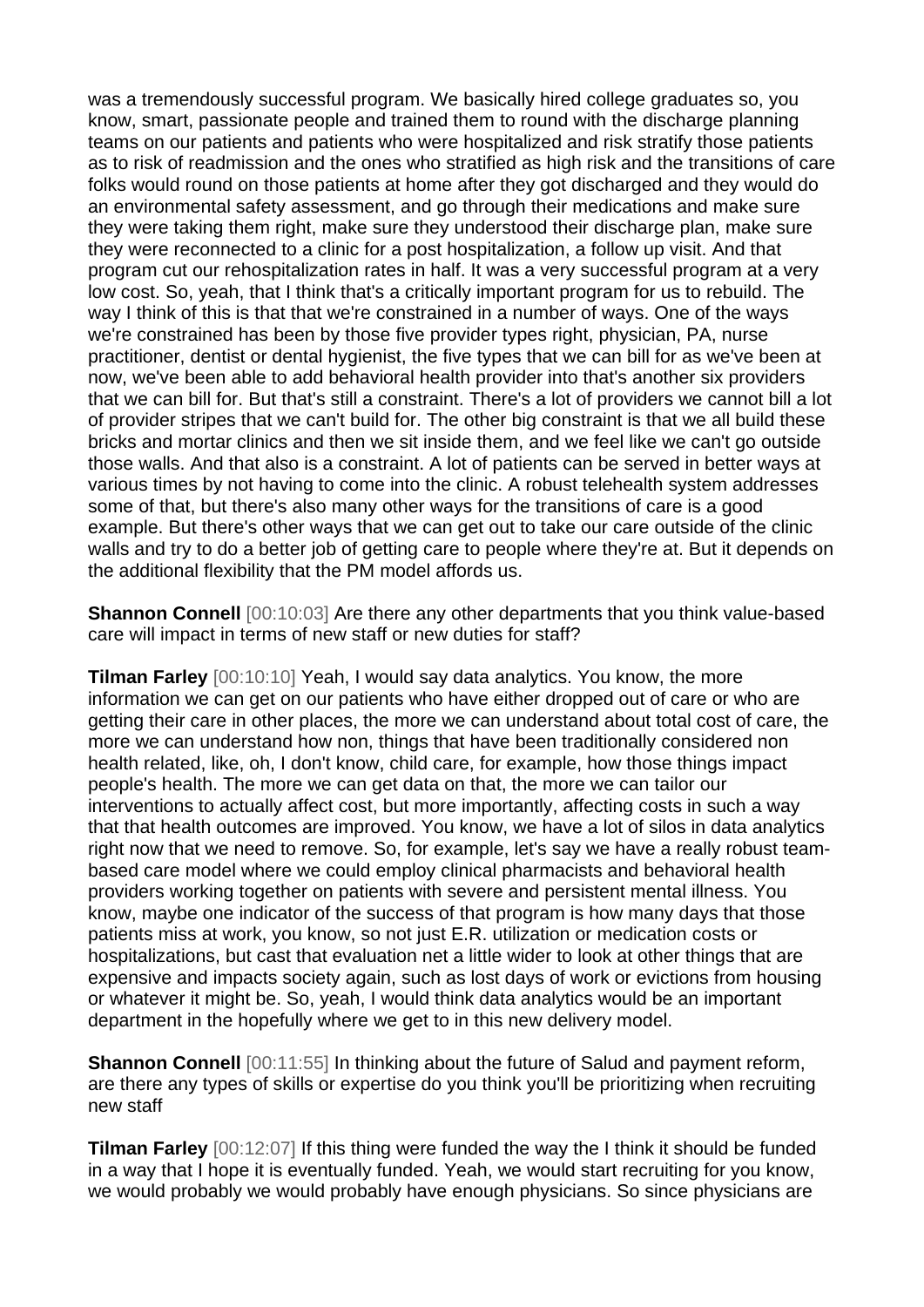was a tremendously successful program. We basically hired college graduates so, you know, smart, passionate people and trained them to round with the discharge planning teams on our patients and patients who were hospitalized and risk stratify those patients as to risk of readmission and the ones who stratified as high risk and the transitions of care folks would round on those patients at home after they got discharged and they would do an environmental safety assessment, and go through their medications and make sure they were taking them right, make sure they understood their discharge plan, make sure they were reconnected to a clinic for a post hospitalization, a follow up visit. And that program cut our rehospitalization rates in half. It was a very successful program at a very low cost. So, yeah, that I think that's a critically important program for us to rebuild. The way I think of this is that that we're constrained in a number of ways. One of the ways we're constrained has been by those five provider types right, physician, PA, nurse practitioner, dentist or dental hygienist, the five types that we can bill for as we've been at now, we've been able to add behavioral health provider into that's another six providers that we can bill for. But that's still a constraint. There's a lot of providers we cannot bill a lot of provider stripes that we can't build for. The other big constraint is that we all build these bricks and mortar clinics and then we sit inside them, and we feel like we can't go outside those walls. And that also is a constraint. A lot of patients can be served in better ways at various times by not having to come into the clinic. A robust telehealth system addresses some of that, but there's also many other ways for the transitions of care is a good example. But there's other ways that we can get out to take our care outside of the clinic walls and try to do a better job of getting care to people where they're at. But it depends on the additional flexibility that the PM model affords us.

**Shannon Connell** [00:10:03] Are there any other departments that you think value-based care will impact in terms of new staff or new duties for staff?

**Tilman Farley** [00:10:10] Yeah, I would say data analytics. You know, the more information we can get on our patients who have either dropped out of care or who are getting their care in other places, the more we can understand about total cost of care, the more we can understand how non, things that have been traditionally considered non health related, like, oh, I don't know, child care, for example, how those things impact people's health. The more we can get data on that, the more we can tailor our interventions to actually affect cost, but more importantly, affecting costs in such a way that that health outcomes are improved. You know, we have a lot of silos in data analytics right now that we need to remove. So, for example, let's say we have a really robust team-based care model where we could employ clinical pharmacists and behavioral health providers working together on patients with severe and persistent mental illness. You know, maybe one indicator of the success of that program is how many days that those patients miss at work, you know, so not just E.R. utilization or medication costs or hospitalizations, but cast that evaluation net a little wider to look at other things that are expensive and impacts society again, such as lost days of work or evictions from housing or whatever it might be. So, yeah, I would think data analytics would be an important department in the hopefully where we get to in this new delivery model.

**Shannon Connell** [00:11:55] In thinking about the future of Salud and payment reform, are there any types of skills or expertise do you think you'll be prioritizing when recruiting new staff

**Tilman Farley** [00:12:07] If this thing were funded the way the I think it should be funded in a way that I hope it is eventually funded. Yeah, we would start recruiting for you know, we would probably we would probably have enough physicians. So since physicians are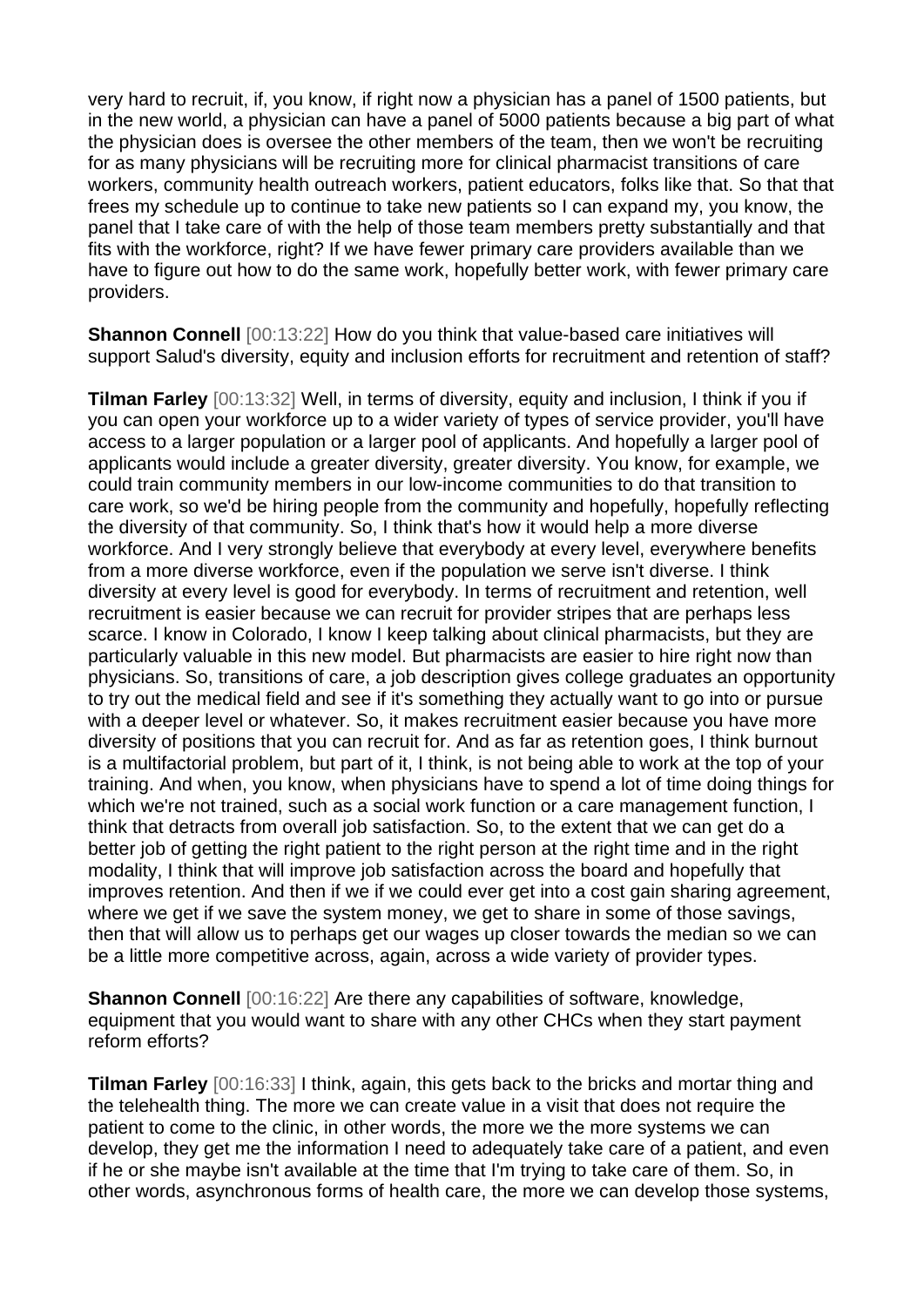very hard to recruit, if, you know, if right now a physician has a panel of 1500 patients, but in the new world, a physician can have a panel of 5000 patients because a big part of what the physician does is oversee the other members of the team, then we won't be recruiting for as many physicians will be recruiting more for clinical pharmacist transitions of care workers, community health outreach workers, patient educators, folks like that. So that that frees my schedule up to continue to take new patients so I can expand my, you know, the panel that I take care of with the help of those team members pretty substantially and that fits with the workforce, right? If we have fewer primary care providers available than we have to figure out how to do the same work, hopefully better work, with fewer primary care providers.

**Shannon Connell** [00:13:22] How do you think that value-based care initiatives will support Salud's diversity, equity and inclusion efforts for recruitment and retention of staff?

**Tilman Farley** [00:13:32] Well, in terms of diversity, equity and inclusion, I think if you if you can open your workforce up to a wider variety of types of service provider, you'll have access to a larger population or a larger pool of applicants. And hopefully a larger pool of applicants would include a greater diversity, greater diversity. You know, for example, we could train community members in our low-income communities to do that transition to care work, so we'd be hiring people from the community and hopefully, hopefully reflecting the diversity of that community. So, I think that's how it would help a more diverse workforce. And I very strongly believe that everybody at every level, everywhere benefits from a more diverse workforce, even if the population we serve isn't diverse. I think diversity at every level is good for everybody. In terms of recruitment and retention, well recruitment is easier because we can recruit for provider stripes that are perhaps less scarce. I know in Colorado, I know I keep talking about clinical pharmacists, but they are particularly valuable in this new model. But pharmacists are easier to hire right now than physicians. So, transitions of care, a job description gives college graduates an opportunity to try out the medical field and see if it's something they actually want to go into or pursue with a deeper level or whatever. So, it makes recruitment easier because you have more diversity of positions that you can recruit for. And as far as retention goes, I think burnout is a multifactorial problem, but part of it, I think, is not being able to work at the top of your training. And when, you know, when physicians have to spend a lot of time doing things for which we're not trained, such as a social work function or a care management function, I think that detracts from overall job satisfaction. So, to the extent that we can get do a better job of getting the right patient to the right person at the right time and in the right modality, I think that will improve job satisfaction across the board and hopefully that improves retention. And then if we if we could ever get into a cost gain sharing agreement, where we get if we save the system money, we get to share in some of those savings, then that will allow us to perhaps get our wages up closer towards the median so we can be a little more competitive across, again, across a wide variety of provider types.

**Shannon Connell** [00:16:22] Are there any capabilities of software, knowledge, equipment that you would want to share with any other CHCs when they start payment reform efforts?

**Tilman Farley** [00:16:33] I think, again, this gets back to the bricks and mortar thing and the telehealth thing. The more we can create value in a visit that does not require the patient to come to the clinic, in other words, the more we the more systems we can develop, they get me the information I need to adequately take care of a patient, and even if he or she maybe isn't available at the time that I'm trying to take care of them. So, in other words, asynchronous forms of health care, the more we can develop those systems,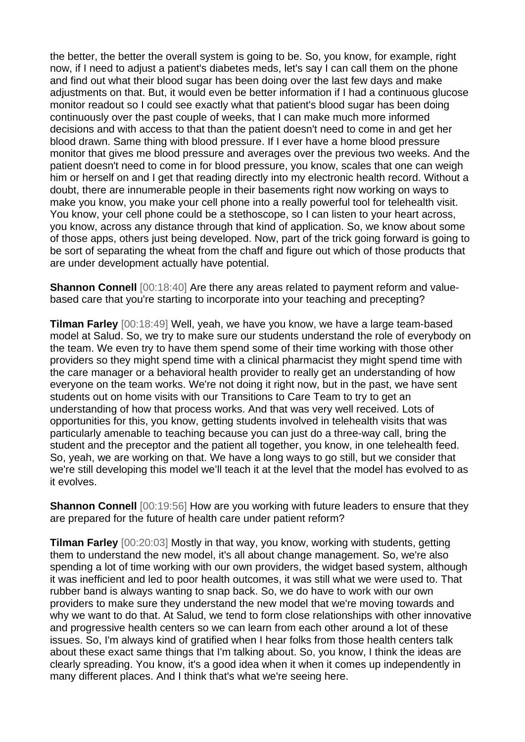the better, the better the overall system is going to be. So, you know, for example, right now, if I need to adjust a patient's diabetes meds, let's say I can call them on the phone and find out what their blood sugar has been doing over the last few days and make adjustments on that. But, it would even be better information if I had a continuous glucose monitor readout so I could see exactly what that patient's blood sugar has been doing continuously over the past couple of weeks, that I can make much more informed decisions and with access to that than the patient doesn't need to come in and get her blood drawn. Same thing with blood pressure. If I ever have a home blood pressure monitor that gives me blood pressure and averages over the previous two weeks. And the patient doesn't need to come in for blood pressure, you know, scales that one can weigh him or herself on and I get that reading directly into my electronic health record. Without a doubt, there are innumerable people in their basements right now working on ways to make you know, you make your cell phone into a really powerful tool for telehealth visit. You know, your cell phone could be a stethoscope, so I can listen to your heart across, you know, across any distance through that kind of application. So, we know about some of those apps, others just being developed. Now, part of the trick going forward is going to be sort of separating the wheat from the chaff and figure out which of those products that are under development actually have potential.

**Shannon Connell** [00:18:40] Are there any areas related to payment reform and value-based care that you're starting to incorporate into your teaching and precepting?

**Tilman Farley** [00:18:49] Well, yeah, we have you know, we have a large team-based model at Salud. So, we try to make sure our students understand the role of everybody on the team. We even try to have them spend some of their time working with those other providers so they might spend time with a clinical pharmacist they might spend time with the care manager or a behavioral health provider to really get an understanding of how everyone on the team works. We're not doing it right now, but in the past, we have sent students out on home visits with our Transitions to Care Team to try to get an understanding of how that process works. And that was very well received. Lots of opportunities for this, you know, getting students involved in telehealth visits that was particularly amenable to teaching because you can just do a three-way call, bring the student and the preceptor and the patient all together, you know, in one telehealth feed. So, yeah, we are working on that. We have a long ways to go still, but we consider that we're still developing this model we'll teach it at the level that the model has evolved to as it evolves.

**Shannon Connell** [00:19:56] How are you working with future leaders to ensure that they are prepared for the future of health care under patient reform?

**Tilman Farley** [00:20:03] Mostly in that way, you know, working with students, getting them to understand the new model, it's all about change management. So, we're also spending a lot of time working with our own providers, the widget based system, although it was inefficient and led to poor health outcomes, it was still what we were used to. That rubber band is always wanting to snap back. So, we do have to work with our own providers to make sure they understand the new model that we're moving towards and why we want to do that. At Salud, we tend to form close relationships with other innovative and progressive health centers so we can learn from each other around a lot of these issues. So, I'm always kind of gratified when I hear folks from those health centers talk about these exact same things that I'm talking about. So, you know, I think the ideas are clearly spreading. You know, it's a good idea when it when it comes up independently in many different places. And I think that's what we're seeing here.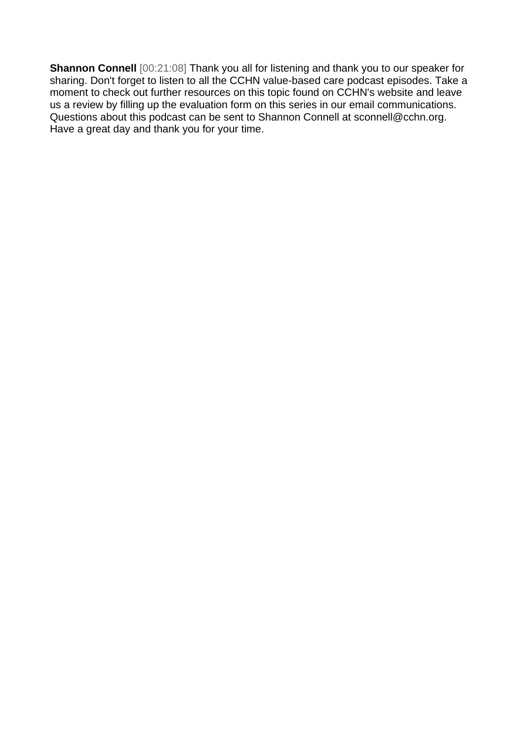**Shannon Connell** [00:21:08] Thank you all for listening and thank you to our speaker for sharing. Don't forget to listen to all the CCHN value-based care podcast episodes. Take a moment to check out further resources on this topic found on CCHN's website and leave us a review by filling up the evaluation form on this series in our email communications. Questions about this podcast can be sent to Shannon Connell at sconnell@cchn.org. Have a great day and thank you for your time.